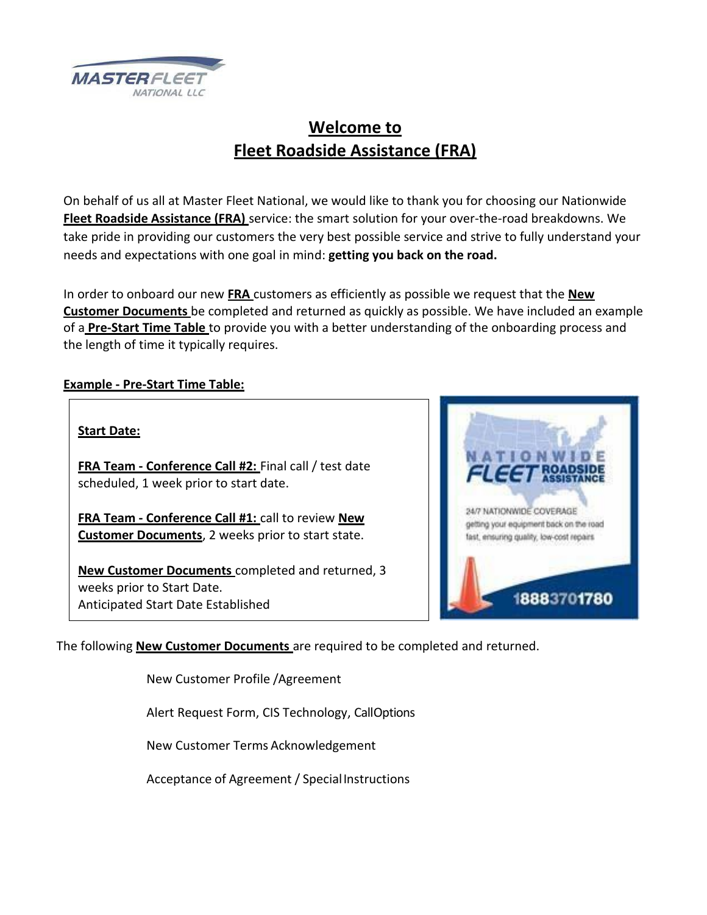MASTERFLEET NATIONAL LLC

# Welcome to Fleet Roadside Assistance (FRA)

On behalf of us all at Master Fleet National, we would like to thank you for choosing our Nationwide **Fleet Roadside Assistance (FRA)** service: the smart solution for your over-the-road breakdowns. We take pride in providing our customers the very best possible service and strive to fully understand your needs and expectations with one goal in mind: **getting you back on the road.**

In order to onboard our new **FRA** customers as efficiently as possible we request that the **New Customer Documents** be completed and returned as quickly as possible. We have included an example of a **Pre-Start Time Table** to provide you with a better understanding of the onboarding process and the length of time it typically requires.

**Example - Pre-Start Time Table:**

**Start Date:**

**FRA Team - Conference Call #2:** Final call / test date scheduled, 1 week prior to start date.

**FRA Team - Conference Call #1:** call to review **New Customer Documents**, 2 weeks prior to start state.

**New Customer Documents** completed and returned, 3 weeks prior to Start Date.
Anticipated Start Date Established

NATIONWIDE FLEET ROADSIDE ASSISTANCE
24/7 NATIONWIDE COVERAGE
getting your equipment back on the road fast, ensuring quality, low-cost repairs
18883701780

The following **New Customer Documents** are required to be completed and returned.

- New Customer Profile /Agreement
- Alert Request Form, CIS Technology, CallOptions
- New Customer Terms Acknowledgement
- Acceptance of Agreement / Special Instructions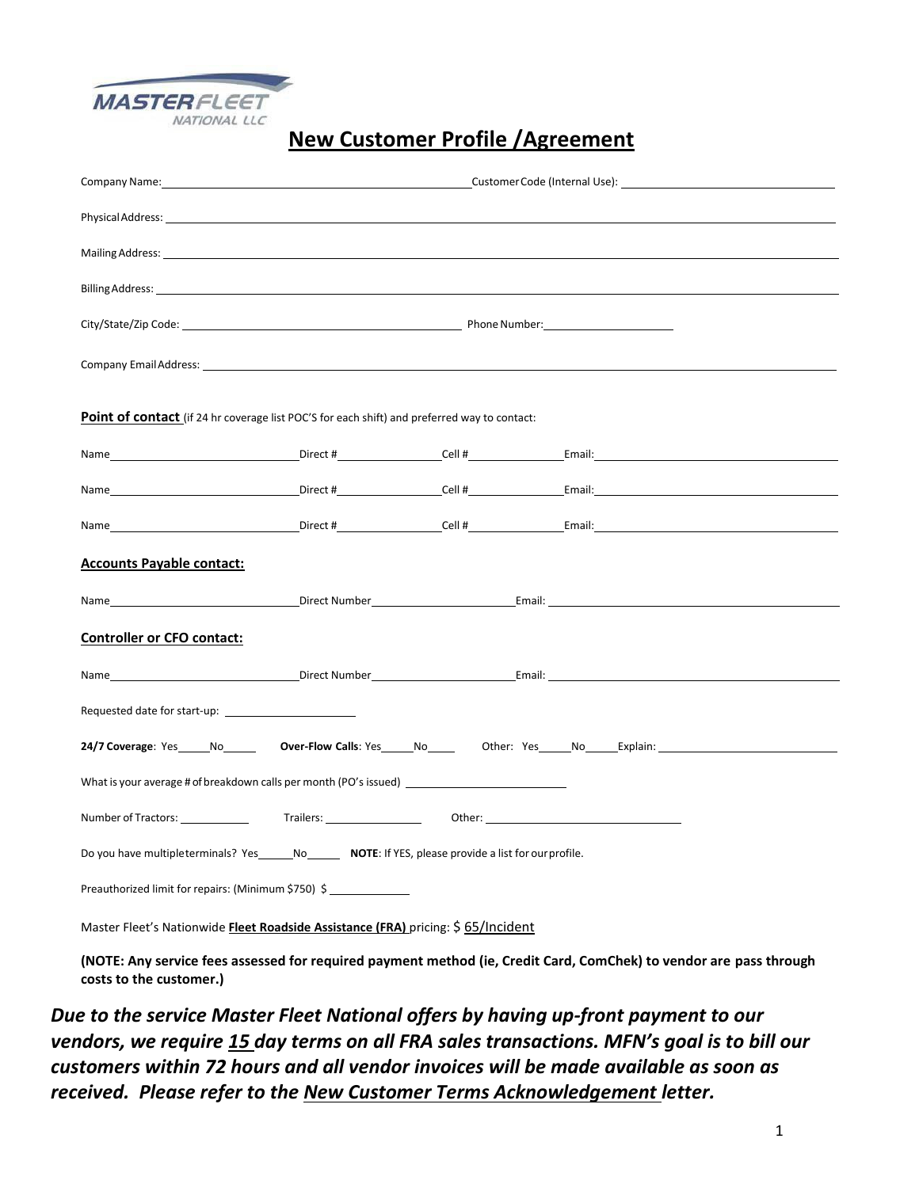MASTER FLEET NATIONAL LLC

# New Customer Profile /Agreement

Company Name: ______________________ Customer Code (Internal Use): ______________________

Physical Address: ______________________

Mailing Address: ______________________

Billing Address: ______________________

City/State/Zip Code: ______________________ Phone Number: ______________________

Company Email Address: ______________________

**Point of contact** (if 24 hr coverage list POC'S for each shift) and preferred way to contact:

Name ______________ Direct # ______________ Cell # ______________ Email: ______________

Name ______________ Direct # ______________ Cell # ______________ Email: ______________

Name ______________ Direct # ______________ Cell # ______________ Email: ______________

**Accounts Payable contact:**

Name ______________ Direct Number ______________ Email: ______________

**Controller or CFO contact:**

Name ______________ Direct Number ______________ Email: ______________

Requested date for start-up: ______________

**24/7 Coverage**: Yes_____No_____ **Over-Flow Calls**: Yes_____No_____ Other: Yes_____No_____Explain: ______________

What is your average # of breakdown calls per month (PO's issued) ______________

Number of Tractors: ________ Trailers: ________ Other: ______________

Do you have multiple terminals? Yes______No______ **NOTE**: If YES, please provide a list for our profile.

Preauthorized limit for repairs: (Minimum $750) $ ______________

Master Fleet's Nationwide **Fleet Roadside Assistance (FRA)** pricing: $ 65/Incident

**(NOTE: Any service fees assessed for required payment method (ie, Credit Card, ComChek) to vendor are pass through costs to the customer.)**

***Due to the service Master Fleet National offers by having up-front payment to our vendors, we require 15 day terms on all FRA sales transactions. MFN's goal is to bill our customers within 72 hours and all vendor invoices will be made available as soon as received. Please refer to the New Customer Terms Acknowledgement letter.***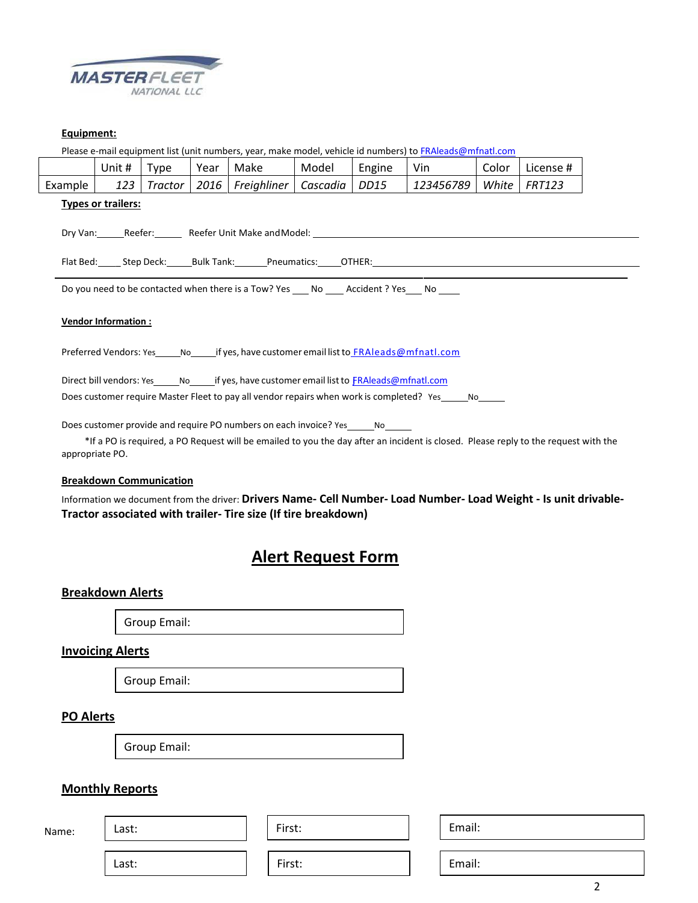MASTER FLEET NATIONAL LLC

**Equipment:**

Please e-mail equipment list (unit numbers, year, make model, vehicle id numbers) to FRAleads@mfnatl.com

| | Unit # | Type | Year | Make | Model | Engine | Vin | Color | License # |
|---|---|---|---|---|---|---|---|---|---|
| Example | *123* | *Tractor* | *2016* | *Freighliner* | *Cascadia* | *DD15* | *123456789* | *White* | *FRT123* |

**Types or trailers:**

Dry Van:_____Reefer:_____ Reefer Unit Make and Model: ______________________________

Flat Bed:_____ Step Deck:_____Bulk Tank:______Pneumatics:_____OTHER:______________________________

Do you need to be contacted when there is a Tow? Yes ___ No ___ Accident ? Yes___ No ____

**Vendor Information :**

Preferred Vendors: Yes_____No_____if yes, have customer email list to FRAleads@mfnatl.com

Direct bill vendors: Yes_____No_____if yes, have customer email list to FRAleads@mfnatl.com

Does customer require Master Fleet to pay all vendor repairs when work is completed? Yes_____No_____

Does customer provide and require PO numbers on each invoice? Yes_____No_____

*If a PO is required, a PO Request will be emailed to you the day after an incident is closed. Please reply to the request with the appropriate PO.

**Breakdown Communication**

Information we document from the driver: **Drivers Name- Cell Number- Load Number- Load Weight - Is unit drivable- Tractor associated with trailer- Tire size (If tire breakdown)**

# Alert Request Form

## Breakdown Alerts

Group Email:

## Invoicing Alerts

Group Email:

## PO Alerts

Group Email:

## Monthly Reports

| Name: | Last: | First: | Email: |
|---|---|---|---|
| | Last: | First: | Email: |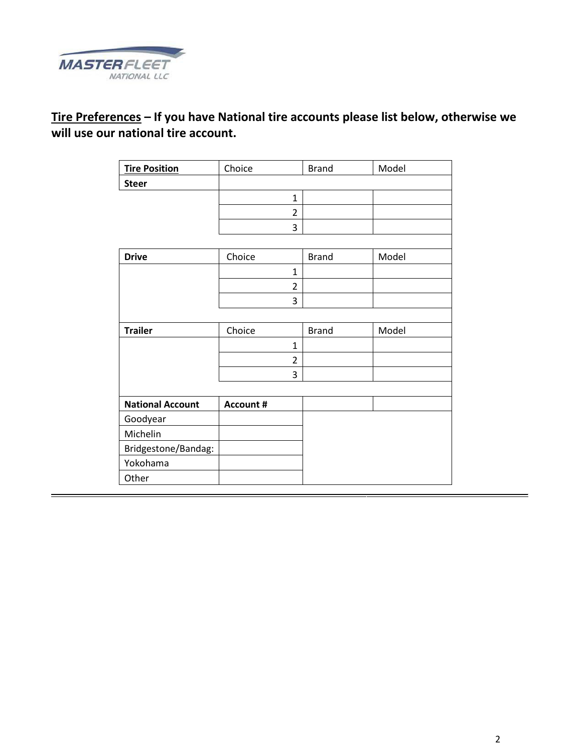**MASTER FLEET NATIONAL LLC**

**<u>Tire Preferences</u> – If you have National tire accounts please list below, otherwise we will use our national tire account.**

| **<u>Tire Position</u>** | Choice | Brand | Model |
|---|---|---|---|
| **Steer** | | | |
| | 1 | | |
| | 2 | | |
| | 3 | | |
| | | | |
| **Drive** | Choice | Brand | Model |
| | 1 | | |
| | 2 | | |
| | 3 | | |
| | | | |
| **Trailer** | Choice | Brand | Model |
| | 1 | | |
| | 2 | | |
| | 3 | | |
| | | | |
| **National Account** | **Account #** | | |
| Goodyear | | | |
| Michelin | | | |
| Bridgestone/Bandag: | | | |
| Yokohama | | | |
| Other | | | |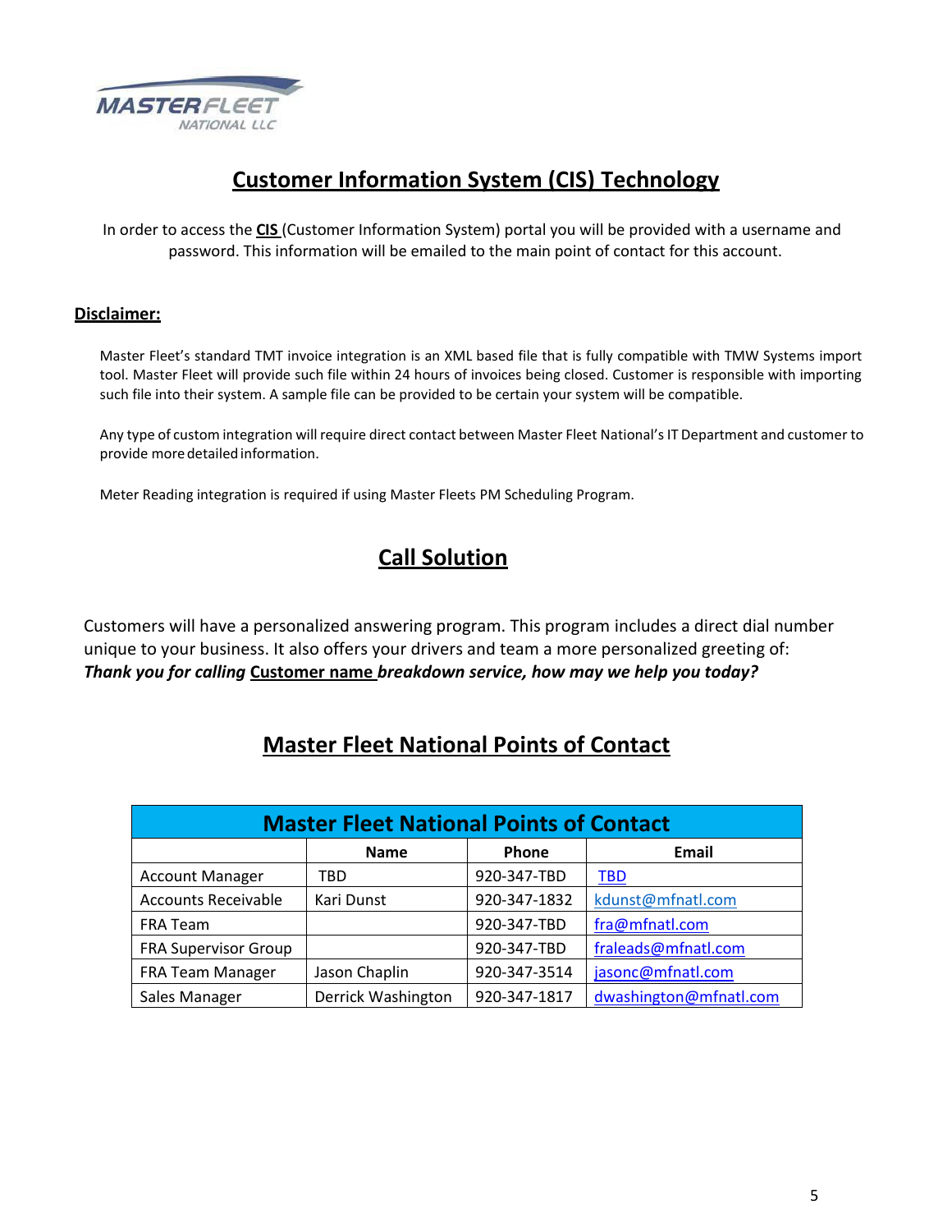# Customer Information System (CIS) Technology

In order to access the **CIS** (Customer Information System) portal you will be provided with a username and password. This information will be emailed to the main point of contact for this account.

**Disclaimer:**

Master Fleet's standard TMT invoice integration is an XML based file that is fully compatible with TMW Systems import tool. Master Fleet will provide such file within 24 hours of invoices being closed. Customer is responsible with importing such file into their system. A sample file can be provided to be certain your system will be compatible.

Any type of custom integration will require direct contact between Master Fleet National's IT Department and customer to provide more detailed information.

Meter Reading integration is required if using Master Fleets PM Scheduling Program.

# Call Solution

Customers will have a personalized answering program. This program includes a direct dial number unique to your business. It also offers your drivers and team a more personalized greeting of:
***Thank you for calling*** Customer name ***breakdown service, how may we help you today?***

# Master Fleet National Points of Contact

| Master Fleet National Points of Contact | | | |
|---|---|---|---|
| | **Name** | **Phone** | **Email** |
| Account Manager | TBD | 920-347-TBD | TBD |
| Accounts Receivable | Kari Dunst | 920-347-1832 | kdunst@mfnatl.com |
| FRA Team | | 920-347-TBD | fra@mfnatl.com |
| FRA Supervisor Group | | 920-347-TBD | fraleads@mfnatl.com |
| FRA Team Manager | Jason Chaplin | 920-347-3514 | jasonc@mfnatl.com |
| Sales Manager | Derrick Washington | 920-347-1817 | dwashington@mfnatl.com |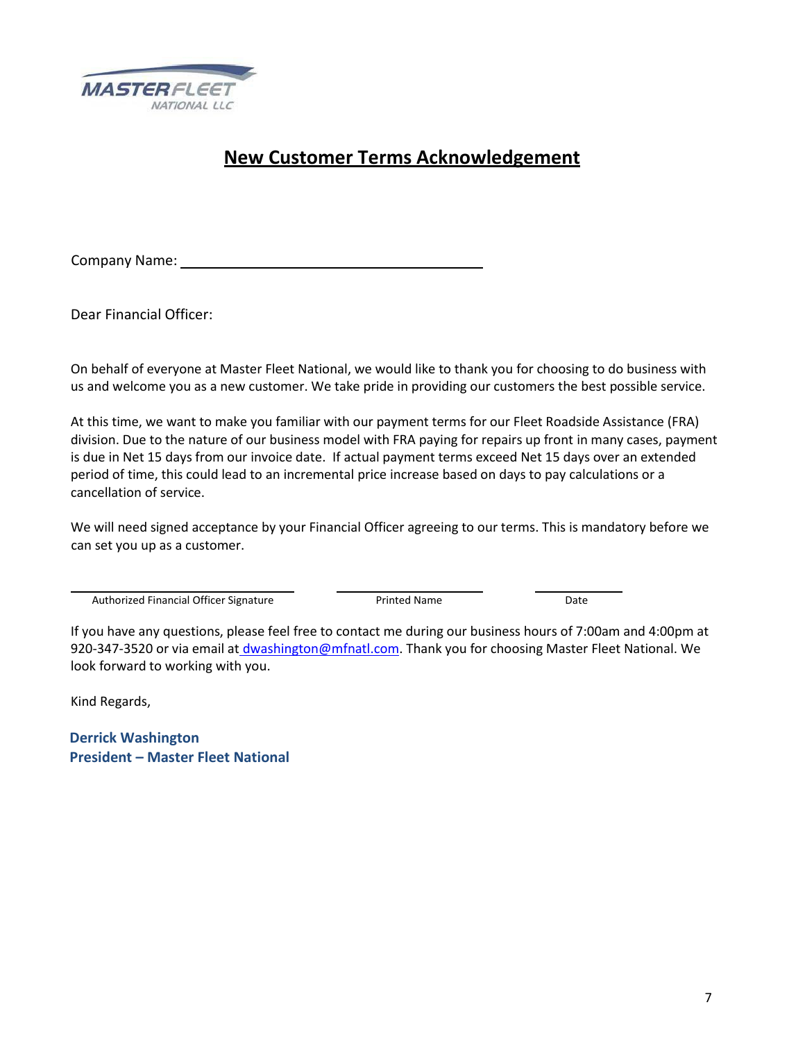MASTER FLEET
NATIONAL LLC

# New Customer Terms Acknowledgement

Company Name: ________________________________

Dear Financial Officer:

On behalf of everyone at Master Fleet National, we would like to thank you for choosing to do business with us and welcome you as a new customer. We take pride in providing our customers the best possible service.

At this time, we want to make you familiar with our payment terms for our Fleet Roadside Assistance (FRA) division. Due to the nature of our business model with FRA paying for repairs up front in many cases, payment is due in Net 15 days from our invoice date. If actual payment terms exceed Net 15 days over an extended period of time, this could lead to an incremental price increase based on days to pay calculations or a cancellation of service.

We will need signed acceptance by your Financial Officer agreeing to our terms. This is mandatory before we can set you up as a customer.

| ______________________________ | ____________________ | ____________ |
|---|---|---|
| Authorized Financial Officer Signature | Printed Name | Date |

If you have any questions, please feel free to contact me during our business hours of 7:00am and 4:00pm at 920-347-3520 or via email at dwashington@mfnatl.com. Thank you for choosing Master Fleet National. We look forward to working with you.

Kind Regards,

**Derrick Washington**
**President – Master Fleet National**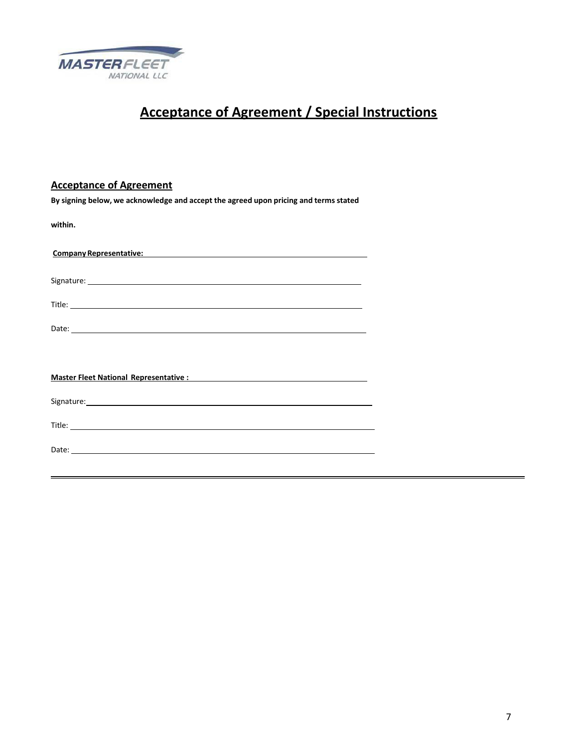# Acceptance of Agreement / Special Instructions

## Acceptance of Agreement

**By signing below, we acknowledge and accept the agreed upon pricing and terms stated within.**

**Company Representative:** ______________________________

Signature: ______________________________

Title: ______________________________

Date: ______________________________

**Master Fleet National Representative :** ______________________________

Signature: ______________________________

Title: ______________________________

Date: ______________________________